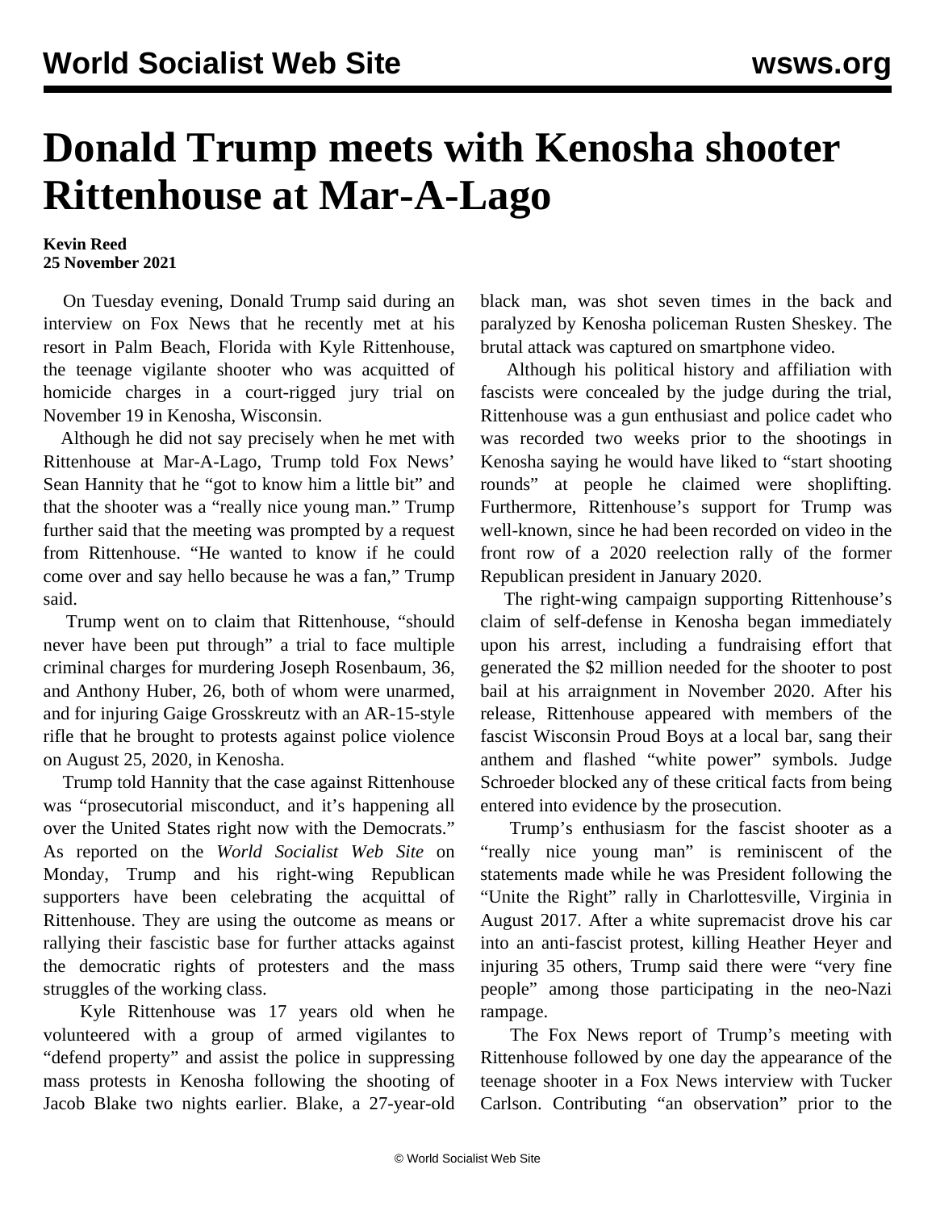# Donald Trump meets with Kenosha shooter Rittenhouse at Mar-A-Lago

**Kevin Reed**
**25 November 2021**

On Tuesday evening, Donald Trump said during an interview on Fox News that he recently met at his resort in Palm Beach, Florida with Kyle Rittenhouse, the teenage vigilante shooter who was acquitted of homicide charges in a court-rigged jury trial on November 19 in Kenosha, Wisconsin.

Although he did not say precisely when he met with Rittenhouse at Mar-A-Lago, Trump told Fox News' Sean Hannity that he "got to know him a little bit" and that the shooter was a "really nice young man." Trump further said that the meeting was prompted by a request from Rittenhouse. "He wanted to know if he could come over and say hello because he was a fan," Trump said.

Trump went on to claim that Rittenhouse, "should never have been put through" a trial to face multiple criminal charges for murdering Joseph Rosenbaum, 36, and Anthony Huber, 26, both of whom were unarmed, and for injuring Gaige Grosskreutz with an AR-15-style rifle that he brought to protests against police violence on August 25, 2020, in Kenosha.

Trump told Hannity that the case against Rittenhouse was "prosecutorial misconduct, and it's happening all over the United States right now with the Democrats." As reported on the *World Socialist Web Site* on Monday, Trump and his right-wing Republican supporters have been celebrating the acquittal of Rittenhouse. They are using the outcome as means or rallying their fascistic base for further attacks against the democratic rights of protesters and the mass struggles of the working class.

Kyle Rittenhouse was 17 years old when he volunteered with a group of armed vigilantes to "defend property" and assist the police in suppressing mass protests in Kenosha following the shooting of Jacob Blake two nights earlier. Blake, a 27-year-old black man, was shot seven times in the back and paralyzed by Kenosha policeman Rusten Sheskey. The brutal attack was captured on smartphone video.

Although his political history and affiliation with fascists were concealed by the judge during the trial, Rittenhouse was a gun enthusiast and police cadet who was recorded two weeks prior to the shootings in Kenosha saying he would have liked to "start shooting rounds" at people he claimed were shoplifting. Furthermore, Rittenhouse's support for Trump was well-known, since he had been recorded on video in the front row of a 2020 reelection rally of the former Republican president in January 2020.

The right-wing campaign supporting Rittenhouse's claim of self-defense in Kenosha began immediately upon his arrest, including a fundraising effort that generated the $2 million needed for the shooter to post bail at his arraignment in November 2020. After his release, Rittenhouse appeared with members of the fascist Wisconsin Proud Boys at a local bar, sang their anthem and flashed "white power" symbols. Judge Schroeder blocked any of these critical facts from being entered into evidence by the prosecution.

Trump's enthusiasm for the fascist shooter as a "really nice young man" is reminiscent of the statements made while he was President following the "Unite the Right" rally in Charlottesville, Virginia in August 2017. After a white supremacist drove his car into an anti-fascist protest, killing Heather Heyer and injuring 35 others, Trump said there were "very fine people" among those participating in the neo-Nazi rampage.

The Fox News report of Trump's meeting with Rittenhouse followed by one day the appearance of the teenage shooter in a Fox News interview with Tucker Carlson. Contributing "an observation" prior to the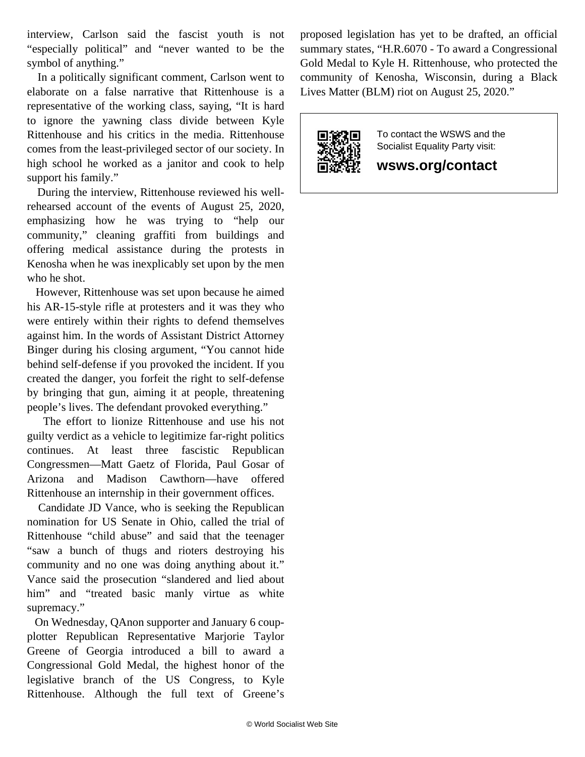interview, Carlson said the fascist youth is not "especially political" and "never wanted to be the symbol of anything."

In a politically significant comment, Carlson went to elaborate on a false narrative that Rittenhouse is a representative of the working class, saying, "It is hard to ignore the yawning class divide between Kyle Rittenhouse and his critics in the media. Rittenhouse comes from the least-privileged sector of our society. In high school he worked as a janitor and cook to help support his family."

During the interview, Rittenhouse reviewed his well-rehearsed account of the events of August 25, 2020, emphasizing how he was trying to "help our community," cleaning graffiti from buildings and offering medical assistance during the protests in Kenosha when he was inexplicably set upon by the men who he shot.

However, Rittenhouse was set upon because he aimed his AR-15-style rifle at protesters and it was they who were entirely within their rights to defend themselves against him. In the words of Assistant District Attorney Binger during his closing argument, "You cannot hide behind self-defense if you provoked the incident. If you created the danger, you forfeit the right to self-defense by bringing that gun, aiming it at people, threatening people's lives. The defendant provoked everything."

The effort to lionize Rittenhouse and use his not guilty verdict as a vehicle to legitimize far-right politics continues. At least three fascistic Republican Congressmen—Matt Gaetz of Florida, Paul Gosar of Arizona and Madison Cawthorn—have offered Rittenhouse an internship in their government offices.

Candidate JD Vance, who is seeking the Republican nomination for US Senate in Ohio, called the trial of Rittenhouse "child abuse" and said that the teenager "saw a bunch of thugs and rioters destroying his community and no one was doing anything about it." Vance said the prosecution "slandered and lied about him" and "treated basic manly virtue as white supremacy."

On Wednesday, QAnon supporter and January 6 coup-plotter Republican Representative Marjorie Taylor Greene of Georgia introduced a bill to award a Congressional Gold Medal, the highest honor of the legislative branch of the US Congress, to Kyle Rittenhouse. Although the full text of Greene's proposed legislation has yet to be drafted, an official summary states, "H.R.6070 - To award a Congressional Gold Medal to Kyle H. Rittenhouse, who protected the community of Kenosha, Wisconsin, during a Black Lives Matter (BLM) riot on August 25, 2020."

To contact the WSWS and the Socialist Equality Party visit:

**wsws.org/contact**